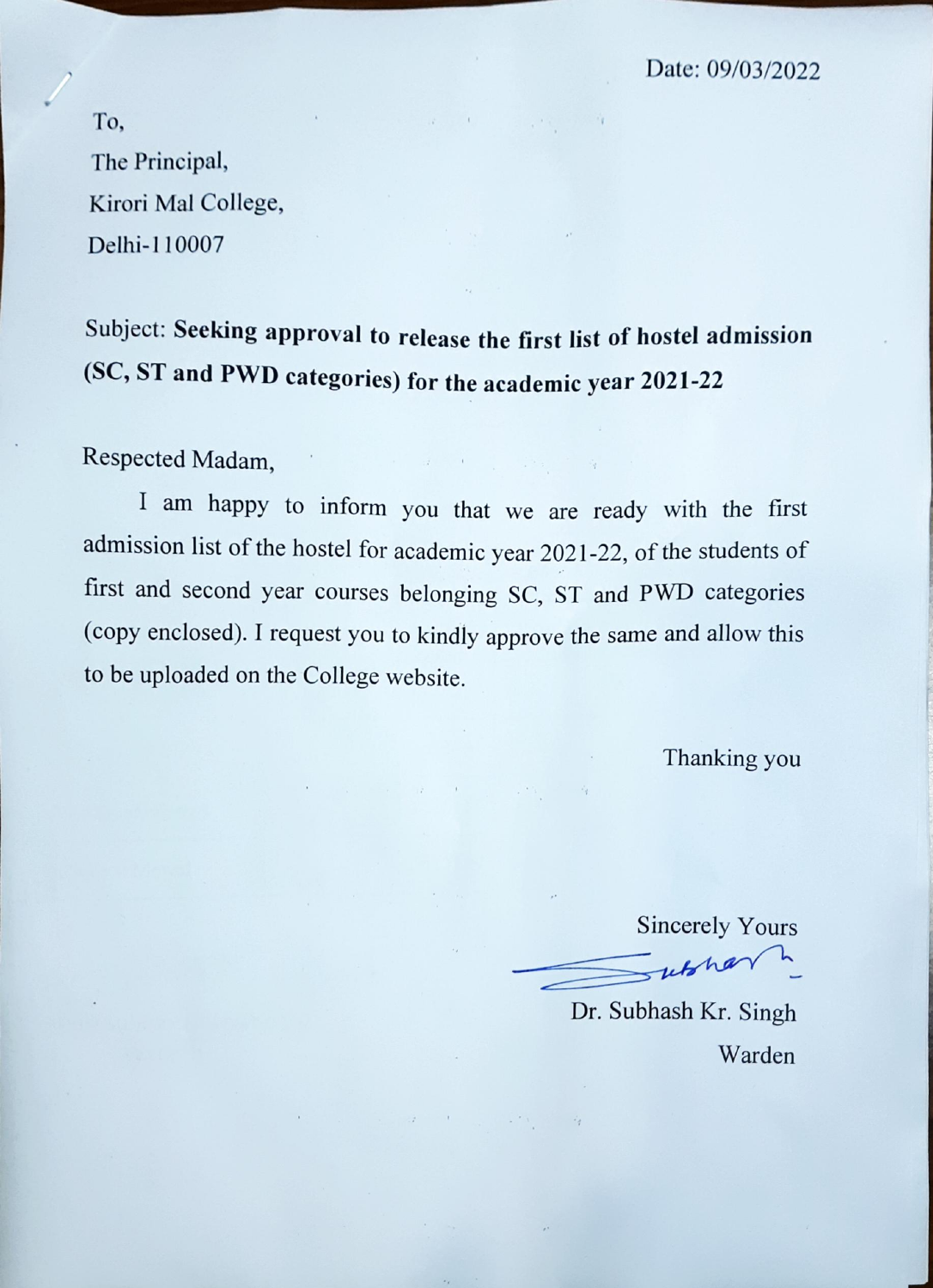Date: 09/03/2022

To,
The Principal,
Kirori Mal College,
Delhi-110007

Subject: **Seeking approval to release the first list of hostel admission (SC, ST and PWD categories) for the academic year 2021-22**

Respected Madam,

I am happy to inform you that we are ready with the first admission list of the hostel for academic year 2021-22, of the students of first and second year courses belonging SC, ST and PWD categories (copy enclosed). I request you to kindly approve the same and allow this to be uploaded on the College website.

Thanking you

Sincerely Yours

Dr. Subhash Kr. Singh
Warden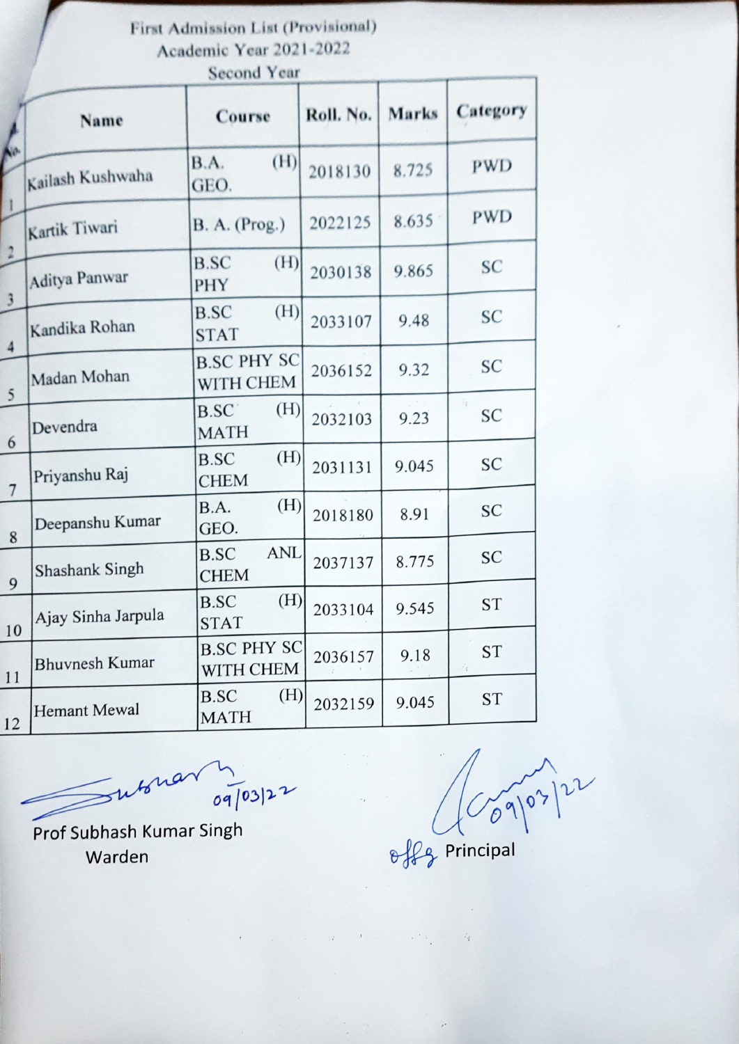First Admission List (Provisional)
Academic Year 2021-2022
Second Year

| S. No. | Name | Course | Roll. No. | Marks | Category |
|---|---|---|---|---|---|
| 1 | Kailash Kushwaha | B.A. (H) GEO. | 2018130 | 8.725 | PWD |
| 2 | Kartik Tiwari | B. A. (Prog.) | 2022125 | 8.635 | PWD |
| 3 | Aditya Panwar | B.SC (H) PHY | 2030138 | 9.865 | SC |
| 4 | Kandika Rohan | B.SC (H) STAT | 2033107 | 9.48 | SC |
| 5 | Madan Mohan | B.SC PHY SC WITH CHEM | 2036152 | 9.32 | SC |
| 6 | Devendra | B.SC (H) MATH | 2032103 | 9.23 | SC |
| 7 | Priyanshu Raj | B.SC (H) CHEM | 2031131 | 9.045 | SC |
| 8 | Deepanshu Kumar | B.A. (H) GEO. | 2018180 | 8.91 | SC |
| 9 | Shashank Singh | B.SC ANL CHEM | 2037137 | 8.775 | SC |
| 10 | Ajay Sinha Jarpula | B.SC (H) STAT | 2033104 | 9.545 | ST |
| 11 | Bhuvnesh Kumar | B.SC PHY SC WITH CHEM | 2036157 | 9.18 | ST |
| 12 | Hemant Mewal | B.SC (H) MATH | 2032159 | 9.045 | ST |

Subhash 09/03/22
Prof Subhash Kumar Singh
Warden

09/03/22
offg Principal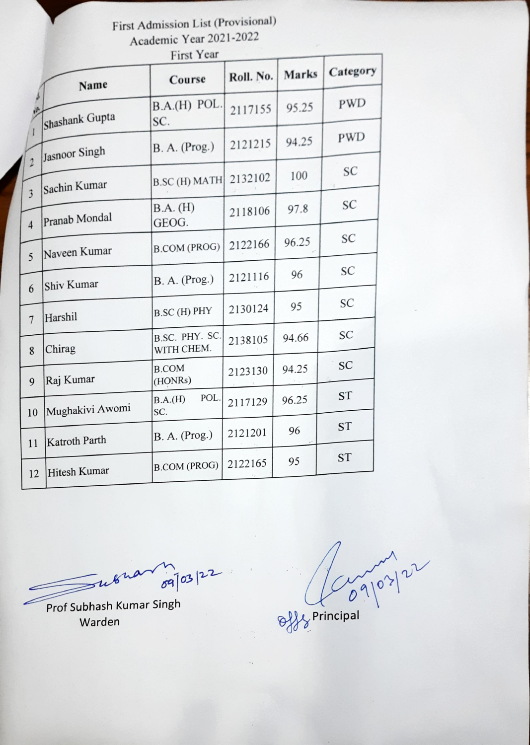First Admission List (Provisional)
Academic Year 2021-2022
First Year

| S. No. | Name | Course | Roll. No. | Marks | Category |
|---|---|---|---|---|---|
| 1 | Shashank Gupta | B.A.(H) POL. SC. | 2117155 | 95.25 | PWD |
| 2 | Jasnoor Singh | B. A. (Prog.) | 2121215 | 94.25 | PWD |
| 3 | Sachin Kumar | B.SC (H) MATH | 2132102 | 100 | SC |
| 4 | Pranab Mondal | B.A. (H) GEOG. | 2118106 | 97.8 | SC |
| 5 | Naveen Kumar | B.COM (PROG) | 2122166 | 96.25 | SC |
| 6 | Shiv Kumar | B. A. (Prog.) | 2121116 | 96 | SC |
| 7 | Harshil | B.SC (H) PHY | 2130124 | 95 | SC |
| 8 | Chirag | B.SC. PHY. SC. WITH CHEM. | 2138105 | 94.66 | SC |
| 9 | Raj Kumar | B.COM (HONRs) | 2123130 | 94.25 | SC |
| 10 | Mughakivi Awomi | B.A.(H) POL. SC. | 2117129 | 96.25 | ST |
| 11 | Katroth Parth | B. A. (Prog.) | 2121201 | 96 | ST |
| 12 | Hitesh Kumar | B.COM (PROG) | 2122165 | 95 | ST |

Subhash 09/03/22
Prof Subhash Kumar Singh
Warden

09/03/22
Offg Principal